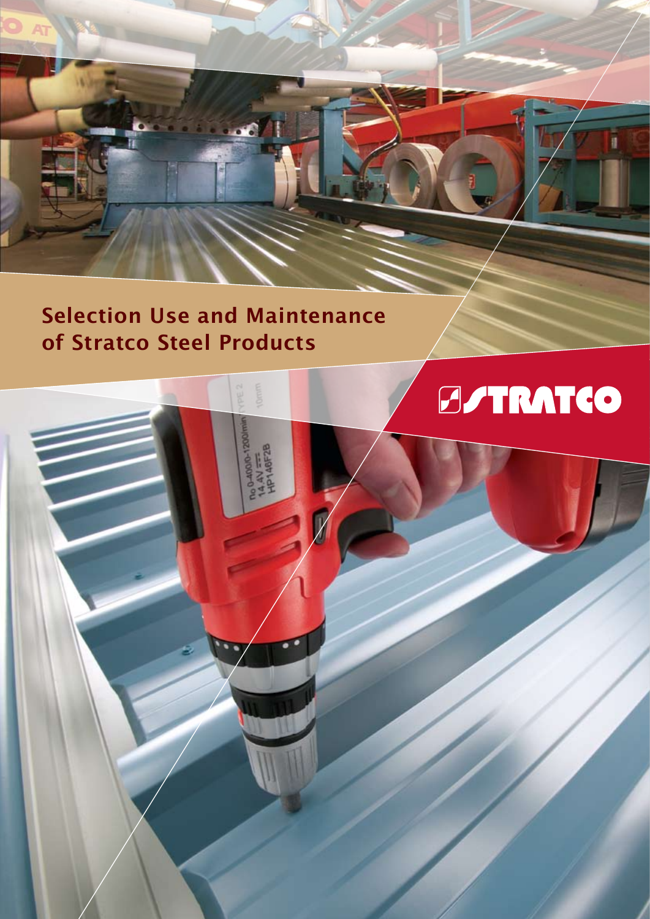# Selection Use and Maintenance of Stratco Steel Products

STRATCO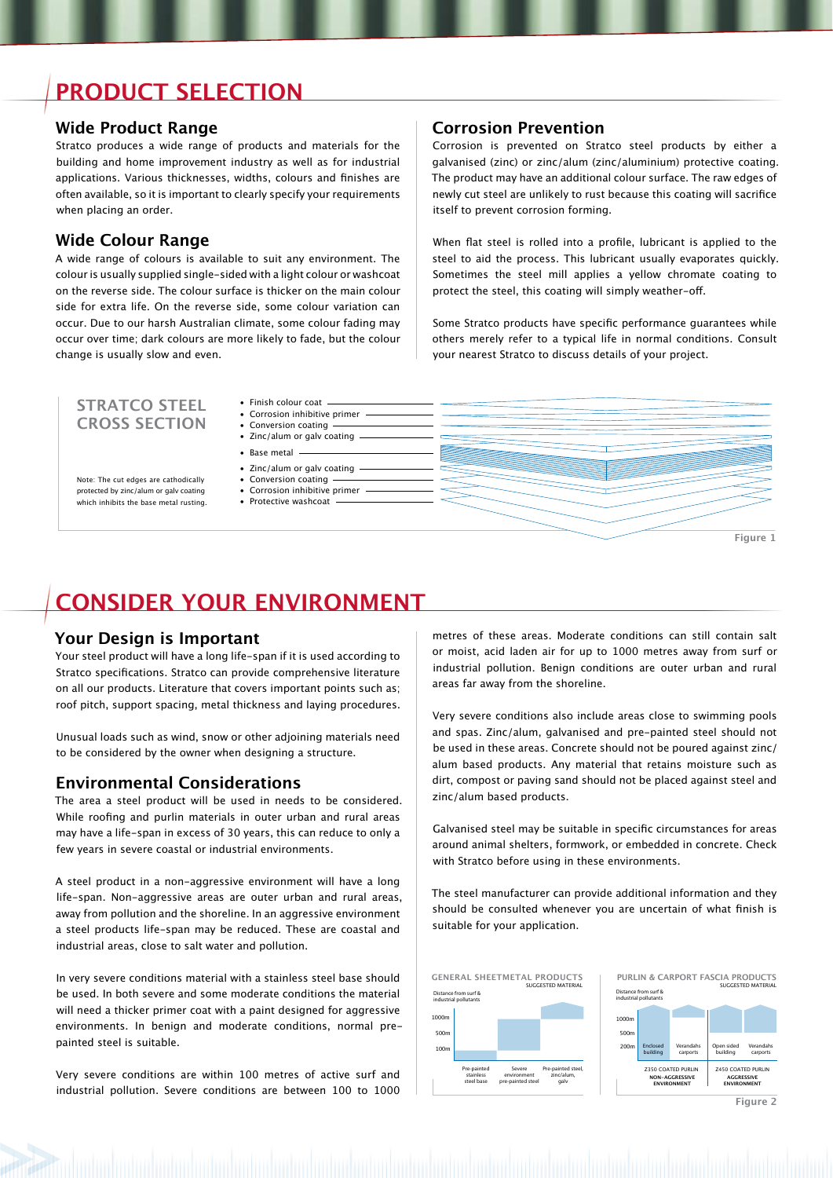# PRODUCT SELECTION

## Wide Product Range

Stratco produces a wide range of products and materials for the building and home improvement industry as well as for industrial applications. Various thicknesses, widths, colours and finishes are often available, so it is important to clearly specify your requirements when placing an order.

## Wide Colour Range

A wide range of colours is available to suit any environment. The colour is usually supplied single-sided with a light colour or washcoat on the reverse side. The colour surface is thicker on the main colour side for extra life. On the reverse side, some colour variation can occur. Due to our harsh Australian climate, some colour fading may occur over time; dark colours are more likely to fade, but the colour change is usually slow and even.

## Corrosion Prevention

Corrosion is prevented on Stratco steel products by either a galvanised (zinc) or zinc/alum (zinc/aluminium) protective coating. The product may have an additional colour surface. The raw edges of newly cut steel are unlikely to rust because this coating will sacrifice itself to prevent corrosion forming.

When flat steel is rolled into a profile, lubricant is applied to the steel to aid the process. This lubricant usually evaporates quickly. Sometimes the steel mill applies a yellow chromate coating to protect the steel, this coating will simply weather-off.

Some Stratco products have specific performance guarantees while others merely refer to a typical life in normal conditions. Consult your nearest Stratco to discuss details of your project.

### STRATCO STEEL CROSS SECTION

- Finish colour coat
- Corrosion inhibitive primer
- Conversion coating
- Zinc/alum or galv coating
- Base metal
- Zinc/alum or galv coating
- Conversion coating
- Corrosion inhibitive primer
- Protective washcoat

Note: The cut edges are cathodically protected by zinc/alum or galv coating which inhibits the base metal rusting.

Figure 1

# CONSIDER YOUR ENVIRONMENT

## Your Design is Important

Your steel product will have a long life-span if it is used according to Stratco specifications. Stratco can provide comprehensive literature on all our products. Literature that covers important points such as; roof pitch, support spacing, metal thickness and laying procedures.

Unusual loads such as wind, snow or other adjoining materials need to be considered by the owner when designing a structure.

## Environmental Considerations

The area a steel product will be used in needs to be considered. While roofing and purlin materials in outer urban and rural areas may have a life-span in excess of 30 years, this can reduce to only a few years in severe coastal or industrial environments.

A steel product in a non-aggressive environment will have a long life-span. Non-aggressive areas are outer urban and rural areas, away from pollution and the shoreline. In an aggressive environment a steel products life-span may be reduced. These are coastal and industrial areas, close to salt water and pollution.

In very severe conditions material with a stainless steel base should be used. In both severe and some moderate conditions the material will need a thicker primer coat with a paint designed for aggressive environments. In benign and moderate conditions, normal pre-painted steel is suitable.

Very severe conditions are within 100 metres of active surf and industrial pollution. Severe conditions are between 100 to 1000 metres of these areas. Moderate conditions can still contain salt or moist, acid laden air for up to 1000 metres away from surf or industrial pollution. Benign conditions are outer urban and rural areas far away from the shoreline.

Very severe conditions also include areas close to swimming pools and spas. Zinc/alum, galvanised and pre-painted steel should not be used in these areas. Concrete should not be poured against zinc/alum based products. Any material that retains moisture such as dirt, compost or paving sand should not be placed against steel and zinc/alum based products.

Galvanised steel may be suitable in specific circumstances for areas around animal shelters, formwork, or embedded in concrete. Check with Stratco before using in these environments.

The steel manufacturer can provide additional information and they should be consulted whenever you are uncertain of what finish is suitable for your application.

**GENERAL SHEETMETAL PRODUCTS** — SUGGESTED MATERIAL

Distance from surf & industrial pollutants: 1000m, 500m, 100m

- Pre-painted stainless steel base
- Severe environment pre-painted steel
- Pre-painted steel, zinc/alum, galv

**PURLIN & CARPORT FASCIA PRODUCTS** — SUGGESTED MATERIAL

Distance from surf & industrial pollutants: 1000m, 500m, 200m

- Z350 COATED PURLIN — NON-AGGRESSIVE ENVIRONMENT: Enclosed building, Verandahs carports
- Z450 COATED PURLIN — AGGRESSIVE ENVIRONMENT: Open sided building, Verandahs carports

Figure 2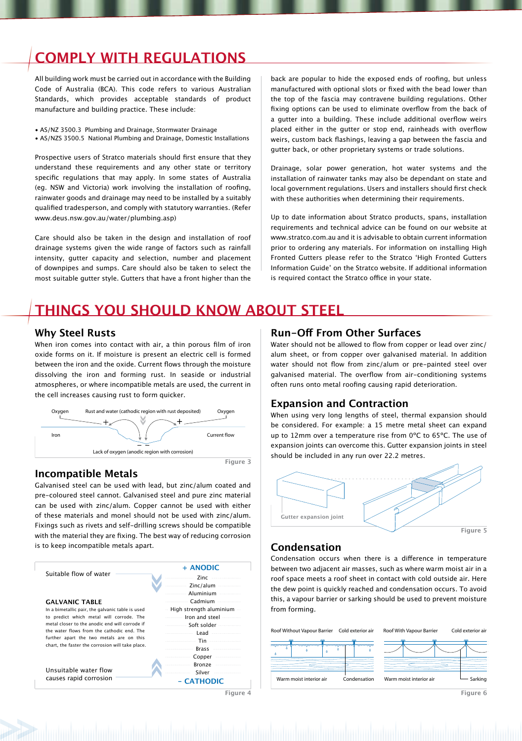# COMPLY WITH REGULATIONS

All building work must be carried out in accordance with the Building Code of Australia (BCA). This code refers to various Australian Standards, which provides acceptable standards of product manufacture and building practice. These include:

- AS/NZ 3500.3 Plumbing and Drainage, Stormwater Drainage
- AS/NZS 3500.5 National Plumbing and Drainage, Domestic Installations

Prospective users of Stratco materials should first ensure that they understand these requirements and any other state or territory specific regulations that may apply. In some states of Australia (eg. NSW and Victoria) work involving the installation of roofing, rainwater goods and drainage may need to be installed by a suitably qualified tradesperson, and comply with statutory warranties. (Refer www.deus.nsw.gov.au/water/plumbing.asp)

Care should also be taken in the design and installation of roof drainage systems given the wide range of factors such as rainfall intensity, gutter capacity and selection, number and placement of downpipes and sumps. Care should also be taken to select the most suitable gutter style. Gutters that have a front higher than the back are popular to hide the exposed ends of roofing, but unless manufactured with optional slots or fixed with the bead lower than the top of the fascia may contravene building regulations. Other fixing options can be used to eliminate overflow from the back of a gutter into a building. These include additional overflow weirs placed either in the gutter or stop end, rainheads with overflow weirs, custom back flashings, leaving a gap between the fascia and gutter back, or other proprietary systems or trade solutions.

Drainage, solar power generation, hot water systems and the installation of rainwater tanks may also be dependant on state and local government regulations. Users and installers should first check with these authorities when determining their requirements.

Up to date information about Stratco products, spans, installation requirements and technical advice can be found on our website at www.stratco.com.au and it is advisable to obtain current information prior to ordering any materials. For information on installing High Fronted Gutters please refer to the Stratco 'High Fronted Gutters Information Guide' on the Stratco website. If additional information is required contact the Stratco office in your state.

# THINGS YOU SHOULD KNOW ABOUT STEEL

## Why Steel Rusts

When iron comes into contact with air, a thin porous film of iron oxide forms on it. If moisture is present an electric cell is formed between the iron and the oxide. Current flows through the moisture dissolving the iron and forming rust. In seaside or industrial atmospheres, or where incompatible metals are used, the current in the cell increases causing rust to form quicker.

Oxygen — Rust and water (cathodic region with rust deposited) — Oxygen — Iron — Current flow — Lack of oxygen (anodic region with corrosion)

Figure 3

## Incompatible Metals

Galvanised steel can be used with lead, but zinc/alum coated and pre-coloured steel cannot. Galvanised steel and pure zinc material can be used with zinc/alum. Copper cannot be used with either of these materials and monel should not be used with zinc/alum. Fixings such as rivets and self-drilling screws should be compatible with the material they are fixing. The best way of reducing corrosion is to keep incompatible metals apart.

Suitable flow of water

**GALVANIC TABLE**

In a bimetallic pair, the galvanic table is used to predict which metal will corrode. The metal closer to the anodic end will corrode if the water flows from the cathodic end. The further apart the two metals are on this chart, the faster the corrosion will take place.

Unsuitable water flow causes rapid corrosion

| + ANODIC |
|---|
| Zinc |
| Zinc/alum |
| Aluminium |
| Cadmium |
| High strength aluminium |
| Iron and steel |
| Soft solder |
| Lead |
| Tin |
| Brass |
| Copper |
| Bronze |
| Silver |
| – CATHODIC |

Figure 4

## Run-Off From Other Surfaces

Water should not be allowed to flow from copper or lead over zinc/alum sheet, or from copper over galvanised material. In addition water should not flow from zinc/alum or pre-painted steel over galvanised material. The overflow from air-conditioning systems often runs onto metal roofing causing rapid deterioration.

## Expansion and Contraction

When using very long lengths of steel, thermal expansion should be considered. For example: a 15 metre metal sheet can expand up to 12mm over a temperature rise from 0ºC to 65ºC. The use of expansion joints can overcome this. Gutter expansion joints in steel should be included in any run over 22.2 metres.

Gutter expansion joint

Figure 5

## Condensation

Condensation occurs when there is a difference in temperature between two adjacent air masses, such as where warm moist air in a roof space meets a roof sheet in contact with cold outside air. Here the dew point is quickly reached and condensation occurs. To avoid this, a vapour barrier or sarking should be used to prevent moisture from forming.

Roof Without Vapour Barrier — Cold exterior air — Warm moist interior air — Condensation

Roof With Vapour Barrier — Cold exterior air — Warm moist interior air — Sarking

Figure 6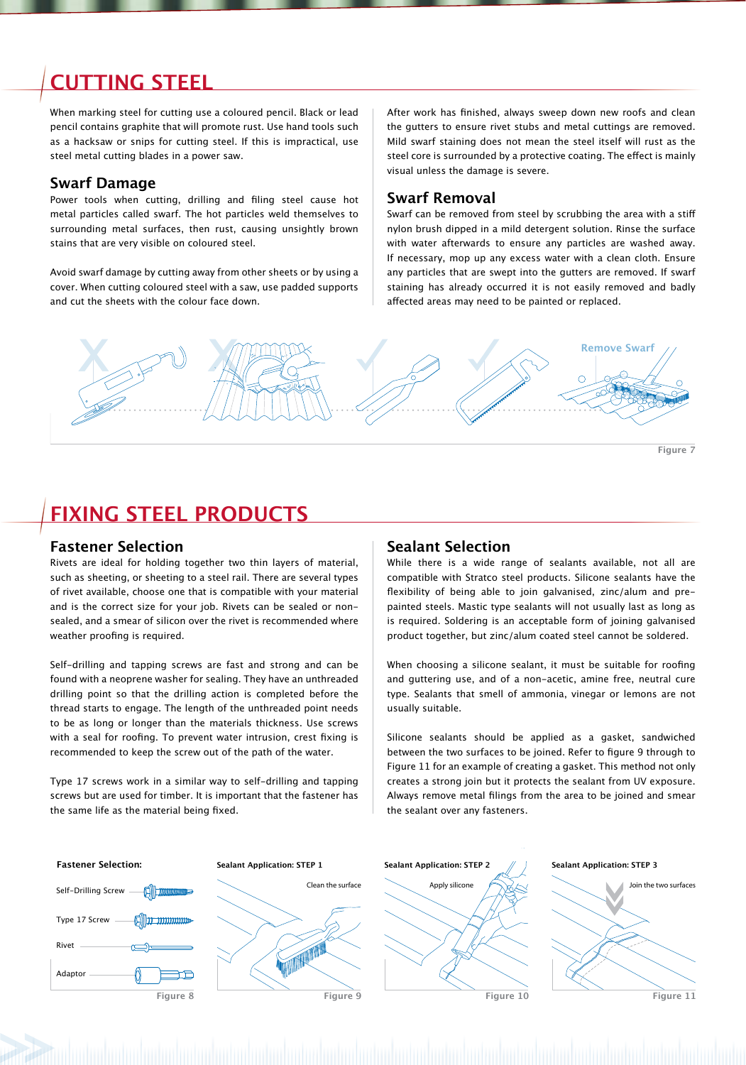# CUTTING STEEL

When marking steel for cutting use a coloured pencil. Black or lead pencil contains graphite that will promote rust. Use hand tools such as a hacksaw or snips for cutting steel. If this is impractical, use steel metal cutting blades in a power saw.

## Swarf Damage

Power tools when cutting, drilling and filing steel cause hot metal particles called swarf. The hot particles weld themselves to surrounding metal surfaces, then rust, causing unsightly brown stains that are very visible on coloured steel.

Avoid swarf damage by cutting away from other sheets or by using a cover. When cutting coloured steel with a saw, use padded supports and cut the sheets with the colour face down.

After work has finished, always sweep down new roofs and clean the gutters to ensure rivet stubs and metal cuttings are removed. Mild swarf staining does not mean the steel itself will rust as the steel core is surrounded by a protective coating. The effect is mainly visual unless the damage is severe.

## Swarf Removal

Swarf can be removed from steel by scrubbing the area with a stiff nylon brush dipped in a mild detergent solution. Rinse the surface with water afterwards to ensure any particles are washed away. If necessary, mop up any excess water with a clean cloth. Ensure any particles that are swept into the gutters are removed. If swarf staining has already occurred it is not easily removed and badly affected areas may need to be painted or replaced.

Remove Swarf

Figure 7

# FIXING STEEL PRODUCTS

## Fastener Selection

Rivets are ideal for holding together two thin layers of material, such as sheeting, or sheeting to a steel rail. There are several types of rivet available, choose one that is compatible with your material and is the correct size for your job. Rivets can be sealed or non-sealed, and a smear of silicon over the rivet is recommended where weather proofing is required.

Self-drilling and tapping screws are fast and strong and can be found with a neoprene washer for sealing. They have an unthreaded drilling point so that the drilling action is completed before the thread starts to engage. The length of the unthreaded point needs to be as long or longer than the materials thickness. Use screws with a seal for roofing. To prevent water intrusion, crest fixing is recommended to keep the screw out of the path of the water.

Type 17 screws work in a similar way to self-drilling and tapping screws but are used for timber. It is important that the fastener has the same life as the material being fixed.

## Sealant Selection

While there is a wide range of sealants available, not all are compatible with Stratco steel products. Silicone sealants have the flexibility of being able to join galvanised, zinc/alum and pre-painted steels. Mastic type sealants will not usually last as long as is required. Soldering is an acceptable form of joining galvanised product together, but zinc/alum coated steel cannot be soldered.

When choosing a silicone sealant, it must be suitable for roofing and guttering use, and of a non-acetic, amine free, neutral cure type. Sealants that smell of ammonia, vinegar or lemons are not usually suitable.

Silicone sealants should be applied as a gasket, sandwiched between the two surfaces to be joined. Refer to figure 9 through to Figure 11 for an example of creating a gasket. This method not only creates a strong join but it protects the sealant from UV exposure. Always remove metal filings from the area to be joined and smear the sealant over any fasteners.

**Fastener Selection:**

Self-Drilling Screw

Type 17 Screw

Rivet

Adaptor

Figure 8

**Sealant Application: STEP 1**

Clean the surface

Figure 9

**Sealant Application: STEP 2**

Apply silicone

Figure 10

**Sealant Application: STEP 3**

Join the two surfaces

Figure 11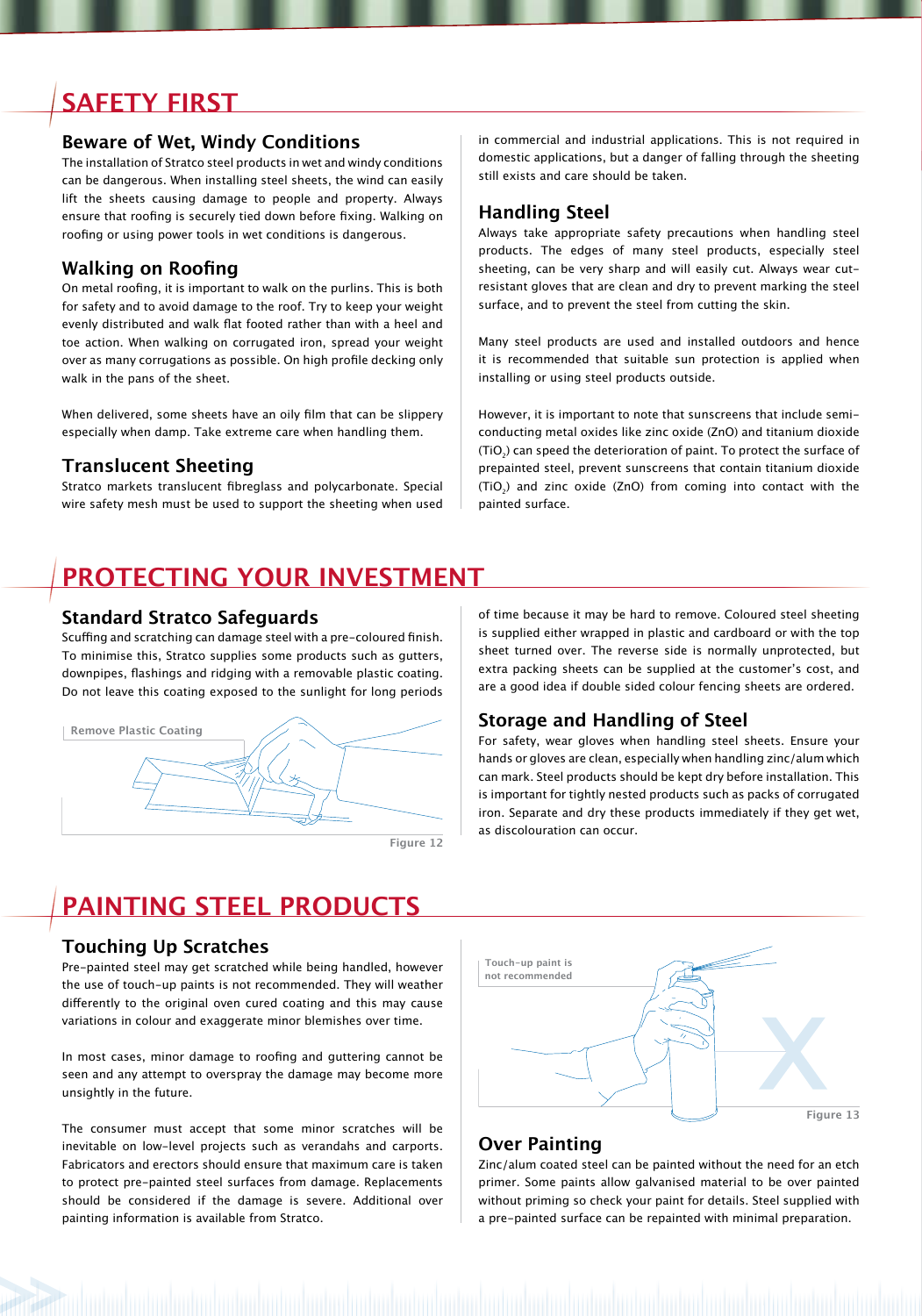# SAFETY FIRST

## Beware of Wet, Windy Conditions

The installation of Stratco steel products in wet and windy conditions can be dangerous. When installing steel sheets, the wind can easily lift the sheets causing damage to people and property. Always ensure that roofing is securely tied down before fixing. Walking on roofing or using power tools in wet conditions is dangerous.

## Walking on Roofing

On metal roofing, it is important to walk on the purlins. This is both for safety and to avoid damage to the roof. Try to keep your weight evenly distributed and walk flat footed rather than with a heel and toe action. When walking on corrugated iron, spread your weight over as many corrugations as possible. On high profile decking only walk in the pans of the sheet.

When delivered, some sheets have an oily film that can be slippery especially when damp. Take extreme care when handling them.

## Translucent Sheeting

Stratco markets translucent fibreglass and polycarbonate. Special wire safety mesh must be used to support the sheeting when used in commercial and industrial applications. This is not required in domestic applications, but a danger of falling through the sheeting still exists and care should be taken.

## Handling Steel

Always take appropriate safety precautions when handling steel products. The edges of many steel products, especially steel sheeting, can be very sharp and will easily cut. Always wear cut-resistant gloves that are clean and dry to prevent marking the steel surface, and to prevent the steel from cutting the skin.

Many steel products are used and installed outdoors and hence it is recommended that suitable sun protection is applied when installing or using steel products outside.

However, it is important to note that sunscreens that include semi-conducting metal oxides like zinc oxide (ZnO) and titanium dioxide ($TiO_2$) can speed the deterioration of paint. To protect the surface of prepainted steel, prevent sunscreens that contain titanium dioxide ($TiO_2$) and zinc oxide (ZnO) from coming into contact with the painted surface.

# PROTECTING YOUR INVESTMENT

## Standard Stratco Safeguards

Scuffing and scratching can damage steel with a pre-coloured finish. To minimise this, Stratco supplies some products such as gutters, downpipes, flashings and ridging with a removable plastic coating. Do not leave this coating exposed to the sunlight for long periods of time because it may be hard to remove. Coloured steel sheeting is supplied either wrapped in plastic and cardboard or with the top sheet turned over. The reverse side is normally unprotected, but extra packing sheets can be supplied at the customer's cost, and are a good idea if double sided colour fencing sheets are ordered.

Remove Plastic Coating

Figure 12

## Storage and Handling of Steel

For safety, wear gloves when handling steel sheets. Ensure your hands or gloves are clean, especially when handling zinc/alum which can mark. Steel products should be kept dry before installation. This is important for tightly nested products such as packs of corrugated iron. Separate and dry these products immediately if they get wet, as discolouration can occur.

# PAINTING STEEL PRODUCTS

## Touching Up Scratches

Pre-painted steel may get scratched while being handled, however the use of touch-up paints is not recommended. They will weather differently to the original oven cured coating and this may cause variations in colour and exaggerate minor blemishes over time.

In most cases, minor damage to roofing and guttering cannot be seen and any attempt to overspray the damage may become more unsightly in the future.

The consumer must accept that some minor scratches will be inevitable on low-level projects such as verandahs and carports. Fabricators and erectors should ensure that maximum care is taken to protect pre-painted steel surfaces from damage. Replacements should be considered if the damage is severe. Additional over painting information is available from Stratco.

Touch-up paint is not recommended

Figure 13

## Over Painting

Zinc/alum coated steel can be painted without the need for an etch primer. Some paints allow galvanised material to be over painted without priming so check your paint for details. Steel supplied with a pre-painted surface can be repainted with minimal preparation.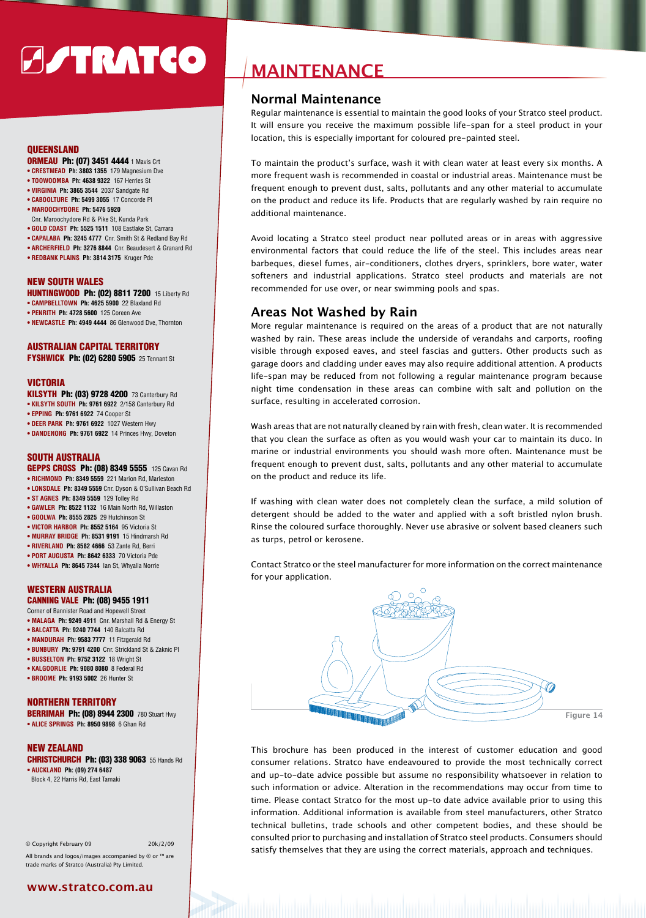# STRATCO

## QUEENSLAND

**ORMEAU Ph: (07) 3451 4444** 1 Mavis Crt
- **CRESTMEAD Ph: 3803 1355** 179 Magnesium Dve
- **TOOWOOMBA Ph: 4638 9322** 167 Herries St
- **VIRGINIA Ph: 3865 3544** 2037 Sandgate Rd
- **CABOOLTURE Ph: 5499 3055** 17 Concorde Pl
- **MAROOCHYDORE Ph: 5476 5920** Cnr. Maroochydore Rd & Pike St, Kunda Park
- **GOLD COAST Ph: 5525 1511** 108 Eastlake St, Carrara
- **CAPALABA Ph: 3245 4777** Cnr. Smith St & Redland Bay Rd
- **ARCHERFIELD Ph: 3276 8844** Cnr. Beaudesert & Granard Rd
- **REDBANK PLAINS Ph: 3814 3175** Kruger Pde

## NEW SOUTH WALES

**HUNTINGWOOD Ph: (02) 8811 7200** 15 Liberty Rd
- **CAMPBELLTOWN Ph: 4625 5900** 22 Blaxland Rd
- **PENRITH Ph: 4728 5600** 125 Coreen Ave
- **NEWCASTLE Ph: 4949 4444** 86 Glenwood Dve, Thornton

## AUSTRALIAN CAPITAL TERRITORY

**FYSHWICK Ph: (02) 6280 5905** 25 Tennant St

## VICTORIA

**KILSYTH Ph: (03) 9728 4200** 73 Canterbury Rd
- **KILSYTH SOUTH Ph: 9761 6922** 2/158 Canterbury Rd
- **EPPING Ph: 9761 6922** 74 Cooper St
- **DEER PARK Ph: 9761 6922** 1027 Western Hwy
- **DANDENONG Ph: 9761 6922** 14 Princes Hwy, Doveton

## SOUTH AUSTRALIA

**GEPPS CROSS Ph: (08) 8349 5555** 125 Cavan Rd
- **RICHMOND Ph: 8349 5559** 221 Marion Rd, Marleston
- **LONSDALE Ph: 8349 5559** Cnr. Dyson & O'Sullivan Beach Rd
- **ST AGNES Ph: 8349 5559** 129 Tolley Rd
- **GAWLER Ph: 8522 1132** 16 Main North Rd, Willaston
- **GOOLWA Ph: 8555 2825** 29 Hutchinson St
- **VICTOR HARBOR Ph: 8552 5164** 95 Victoria St
- **MURRAY BRIDGE Ph: 8531 9191** 15 Hindmarsh Rd
- **RIVERLAND Ph: 8582 4666** 53 Zante Rd, Berri
- **PORT AUGUSTA Ph: 8642 6333** 70 Victoria Pde
- **WHYALLA Ph: 8645 7344** Ian St, Whyalla Norrie

## WESTERN AUSTRALIA

**CANNING VALE Ph: (08) 9455 1911**
Corner of Bannister Road and Hopewell Street
- **MALAGA Ph: 9249 4911** Cnr. Marshall Rd & Energy St
- **BALCATTA Ph: 9240 7744** 140 Balcatta Rd
- **MANDURAH Ph: 9583 7777** 11 Fitzgerald Rd
- **BUNBURY Ph: 9791 4200** Cnr. Strickland St & Zaknic Pl
- **BUSSELTON Ph: 9752 3122** 18 Wright St
- **KALGOORLIE Ph: 9080 8080** 8 Federal Rd
- **BROOME Ph: 9193 5002** 26 Hunter St

## NORTHERN TERRITORY

**BERRIMAH Ph: (08) 8944 2300** 780 Stuart Hwy
- **ALICE SPRINGS Ph: 8950 9898** 6 Ghan Rd

## NEW ZEALAND

**CHRISTCHURCH Ph: (03) 338 9063** 55 Hands Rd
- **AUCKLAND Ph: (09) 274 6487** Block 4, 22 Harris Rd, East Tamaki

© Copyright February 09 20k/2/09

All brands and logos/images accompanied by ® or ™ are trade marks of Stratco (Australia) Pty Limited.

**www.stratco.com.au**

# MAINTENANCE

## Normal Maintenance

Regular maintenance is essential to maintain the good looks of your Stratco steel product. It will ensure you receive the maximum possible life-span for a steel product in your location, this is especially important for coloured pre-painted steel.

To maintain the product's surface, wash it with clean water at least every six months. A more frequent wash is recommended in coastal or industrial areas. Maintenance must be frequent enough to prevent dust, salts, pollutants and any other material to accumulate on the product and reduce its life. Products that are regularly washed by rain require no additional maintenance.

Avoid locating a Stratco steel product near polluted areas or in areas with aggressive environmental factors that could reduce the life of the steel. This includes areas near barbeques, diesel fumes, air-conditioners, clothes dryers, sprinklers, bore water, water softeners and industrial applications. Stratco steel products and materials are not recommended for use over, or near swimming pools and spas.

## Areas Not Washed by Rain

More regular maintenance is required on the areas of a product that are not naturally washed by rain. These areas include the underside of verandahs and carports, roofing visible through exposed eaves, and steel fascias and gutters. Other products such as garage doors and cladding under eaves may also require additional attention. A products life-span may be reduced from not following a regular maintenance program because night time condensation in these areas can combine with salt and pollution on the surface, resulting in accelerated corrosion.

Wash areas that are not naturally cleaned by rain with fresh, clean water. It is recommended that you clean the surface as often as you would wash your car to maintain its duco. In marine or industrial environments you should wash more often. Maintenance must be frequent enough to prevent dust, salts, pollutants and any other material to accumulate on the product and reduce its life.

If washing with clean water does not completely clean the surface, a mild solution of detergent should be added to the water and applied with a soft bristled nylon brush. Rinse the coloured surface thoroughly. Never use abrasive or solvent based cleaners such as turps, petrol or kerosene.

Contact Stratco or the steel manufacturer for more information on the correct maintenance for your application.

Figure 14

This brochure has been produced in the interest of customer education and good consumer relations. Stratco have endeavoured to provide the most technically correct and up-to-date advice possible but assume no responsibility whatsoever in relation to such information or advice. Alteration in the recommendations may occur from time to time. Please contact Stratco for the most up-to date advice available prior to using this information. Additional information is available from steel manufacturers, other Stratco technical bulletins, trade schools and other competent bodies, and these should be consulted prior to purchasing and installation of Stratco steel products. Consumers should satisfy themselves that they are using the correct materials, approach and techniques.